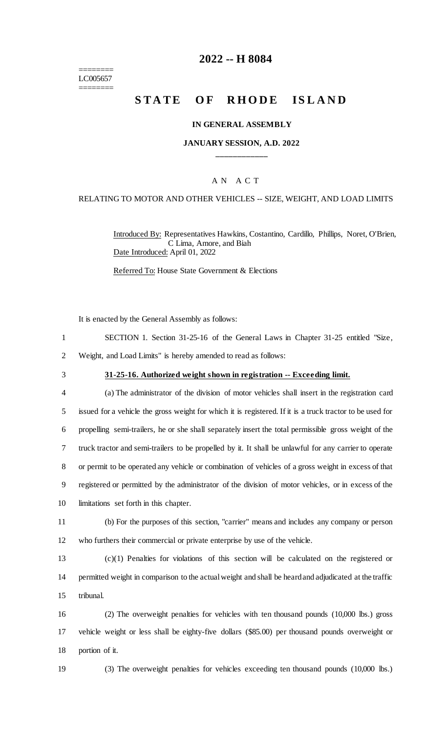========
LC005657
========

# 2022 -- H 8084

# STATE OF RHODE ISLAND

**IN GENERAL ASSEMBLY**

**JANUARY SESSION, A.D. 2022**

\_\_\_\_\_\_\_\_\_\_\_\_

A N A C T

RELATING TO MOTOR AND OTHER VEHICLES -- SIZE, WEIGHT, AND LOAD LIMITS

Introduced By: Representatives Hawkins, Costantino, Cardillo, Phillips, Noret, O'Brien, C Lima, Amore, and Biah

Date Introduced: April 01, 2022

Referred To: House State Government & Elections

It is enacted by the General Assembly as follows:

1 SECTION 1. Section 31-25-16 of the General Laws in Chapter 31-25 entitled "Size,
2 Weight, and Load Limits" is hereby amended to read as follows:

3 **31-25-16. Authorized weight shown in registration -- Exceeding limit.**

4 (a) The administrator of the division of motor vehicles shall insert in the registration card
5 issued for a vehicle the gross weight for which it is registered. If it is a truck tractor to be used for
6 propelling semi-trailers, he or she shall separately insert the total permissible gross weight of the
7 truck tractor and semi-trailers to be propelled by it. It shall be unlawful for any carrier to operate
8 or permit to be operated any vehicle or combination of vehicles of a gross weight in excess of that
9 registered or permitted by the administrator of the division of motor vehicles, or in excess of the
10 limitations set forth in this chapter.

11 (b) For the purposes of this section, "carrier" means and includes any company or person
12 who furthers their commercial or private enterprise by use of the vehicle.

13 (c)(1) Penalties for violations of this section will be calculated on the registered or
14 permitted weight in comparison to the actual weight and shall be heard and adjudicated at the traffic
15 tribunal.

16 (2) The overweight penalties for vehicles with ten thousand pounds (10,000 lbs.) gross
17 vehicle weight or less shall be eighty-five dollars ($85.00) per thousand pounds overweight or
18 portion of it.

19 (3) The overweight penalties for vehicles exceeding ten thousand pounds (10,000 lbs.)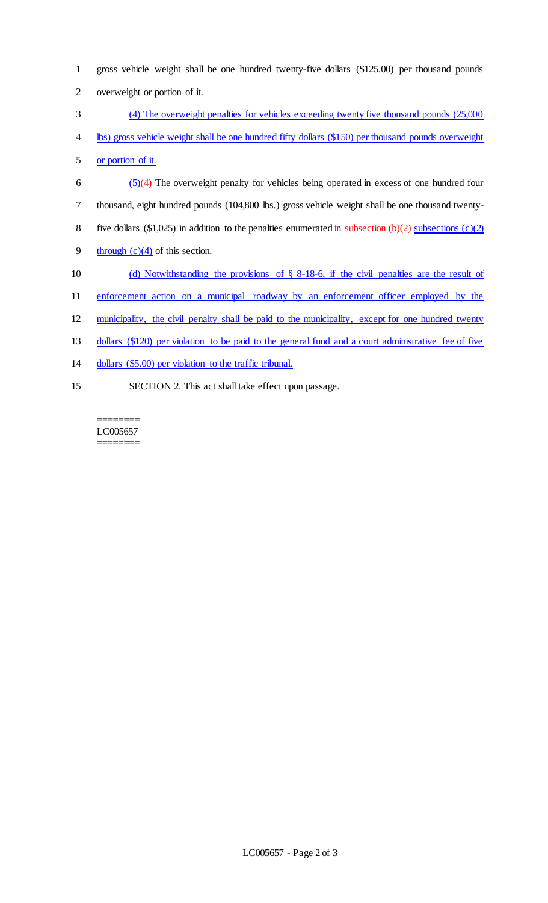gross vehicle weight shall be one hundred twenty-five dollars ($125.00) per thousand pounds overweight or portion of it.

(4) The overweight penalties for vehicles exceeding twenty five thousand pounds (25,000 lbs) gross vehicle weight shall be one hundred fifty dollars ($150) per thousand pounds overweight or portion of it.

(5)(4) The overweight penalty for vehicles being operated in excess of one hundred four thousand, eight hundred pounds (104,800 lbs.) gross vehicle weight shall be one thousand twenty-five dollars ($1,025) in addition to the penalties enumerated in subsection (b)(2) subsections (c)(2) through (c)(4) of this section.

(d) Notwithstanding the provisions of § 8-18-6, if the civil penalties are the result of enforcement action on a municipal roadway by an enforcement officer employed by the municipality, the civil penalty shall be paid to the municipality, except for one hundred twenty dollars ($120) per violation to be paid to the general fund and a court administrative fee of five dollars ($5.00) per violation to the traffic tribunal.

SECTION 2. This act shall take effect upon passage.

========
LC005657
========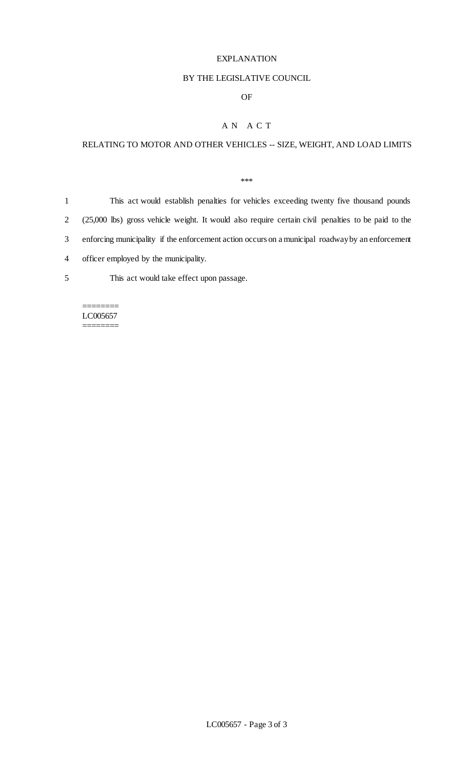EXPLANATION

BY THE LEGISLATIVE COUNCIL

OF

A N A C T

RELATING TO MOTOR AND OTHER VEHICLES -- SIZE, WEIGHT, AND LOAD LIMITS

***

This act would establish penalties for vehicles exceeding twenty five thousand pounds (25,000 lbs) gross vehicle weight. It would also require certain civil penalties to be paid to the enforcing municipality if the enforcement action occurs on a municipal roadway by an enforcement officer employed by the municipality.

This act would take effect upon passage.

========
LC005657
========